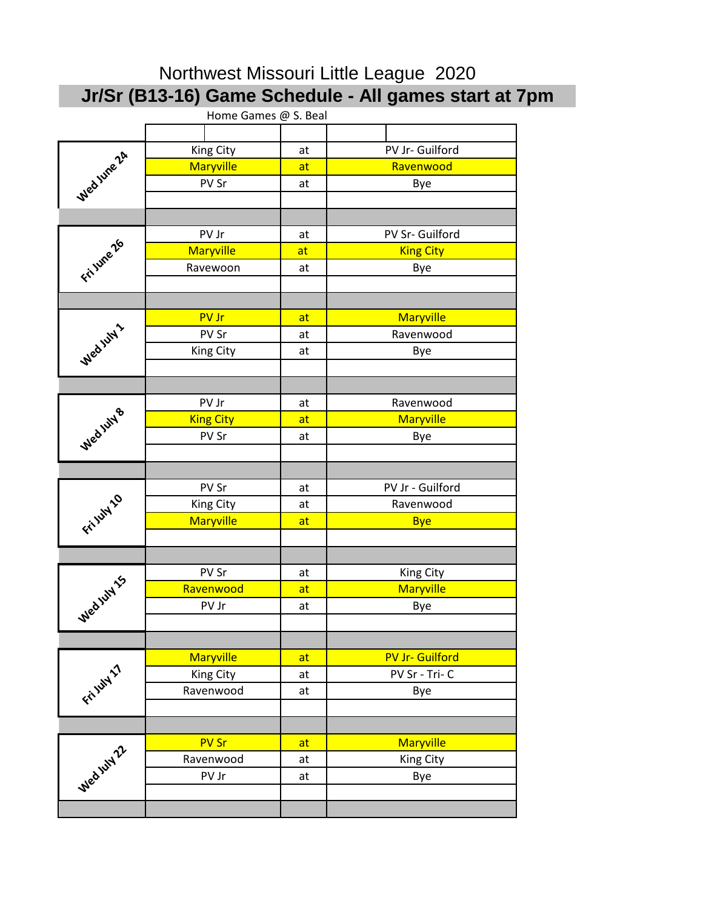Northwest Missouri Little League 2020

# Jr/Sr (B13-16) Game Schedule - All games start at 7pm

Home Games @ S. Beal

| Date | Visitor | | Home |
|---|---|---|---|
| Wed June 24 | King City | at | PV Jr- Guilford |
| | Maryville | at | Ravenwood |
| | PV Sr | at | Bye |
| Fri June 26 | PV Jr | at | PV Sr- Guilford |
| | Maryville | at | King City |
| | Ravewoon | at | Bye |
| Wed July 1 | PV Jr | at | Maryville |
| | PV Sr | at | Ravenwood |
| | King City | at | Bye |
| Wed July 8 | PV Jr | at | Ravenwood |
| | King City | at | Maryville |
| | PV Sr | at | Bye |
| Fri July 10 | PV Sr | at | PV Jr - Guilford |
| | King City | at | Ravenwood |
| | Maryville | at | Bye |
| Wed July 15 | PV Sr | at | King City |
| | Ravenwood | at | Maryville |
| | PV Jr | at | Bye |
| Fri July 17 | Maryville | at | PV Jr- Guilford |
| | King City | at | PV Sr - Tri- C |
| | Ravenwood | at | Bye |
| Wed July 22 | PV Sr | at | Maryville |
| | Ravenwood | at | King City |
| | PV Jr | at | Bye |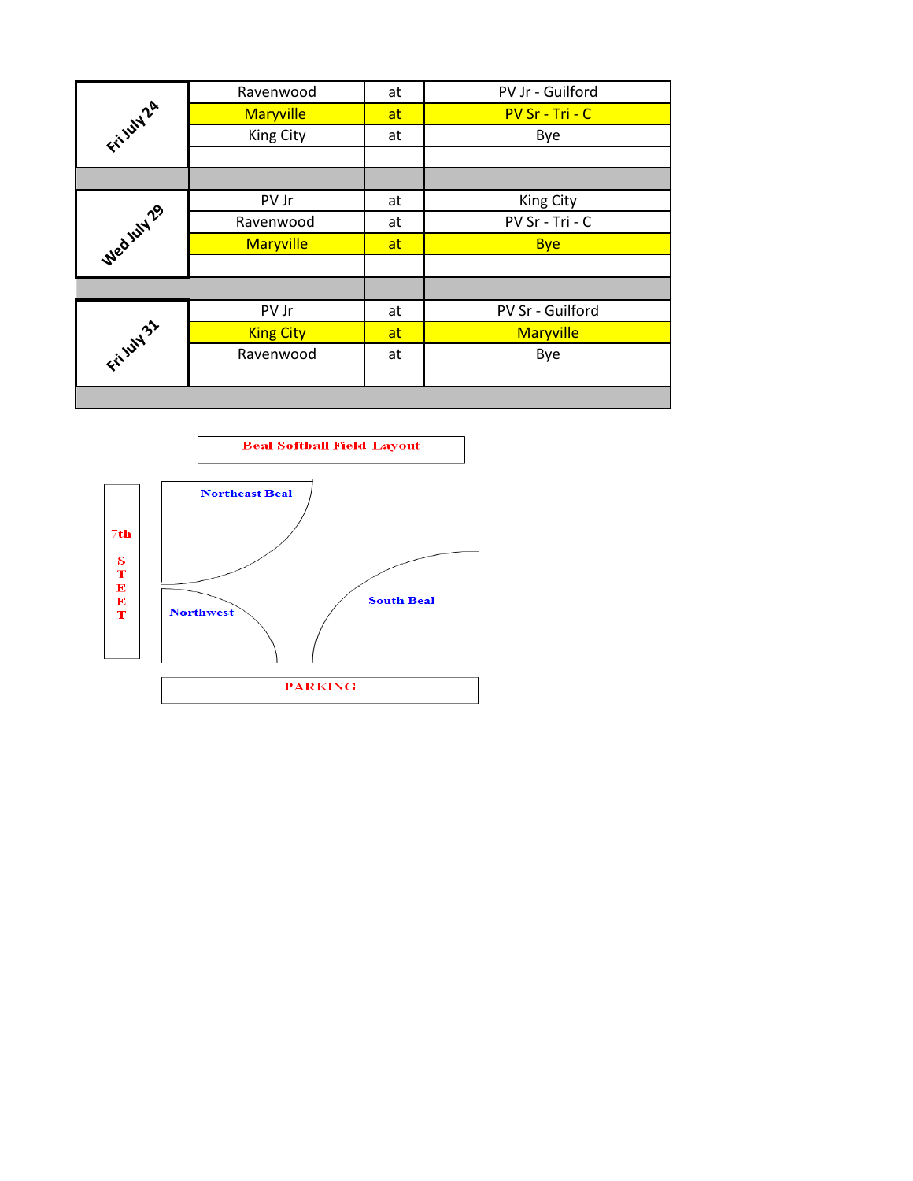| | | | |
|---|---|---|---|
| Fri July 24 | Ravenwood | at | PV Jr - Guilford |
| | Maryville | at | PV Sr - Tri - C |
| | King City | at | Bye |
| | | | |
| | | | |
| Wed July 29 | PV Jr | at | King City |
| | Ravenwood | at | PV Sr - Tri - C |
| | Maryville | at | Bye |
| | | | |
| | | | |
| Fri July 31 | PV Jr | at | PV Sr - Guilford |
| | King City | at | Maryville |
| | Ravenwood | at | Bye |
| | | | |

**Beal Softball Field Layout**

7th STEET

Northeast Beal

Northwest

South Beal

PARKING